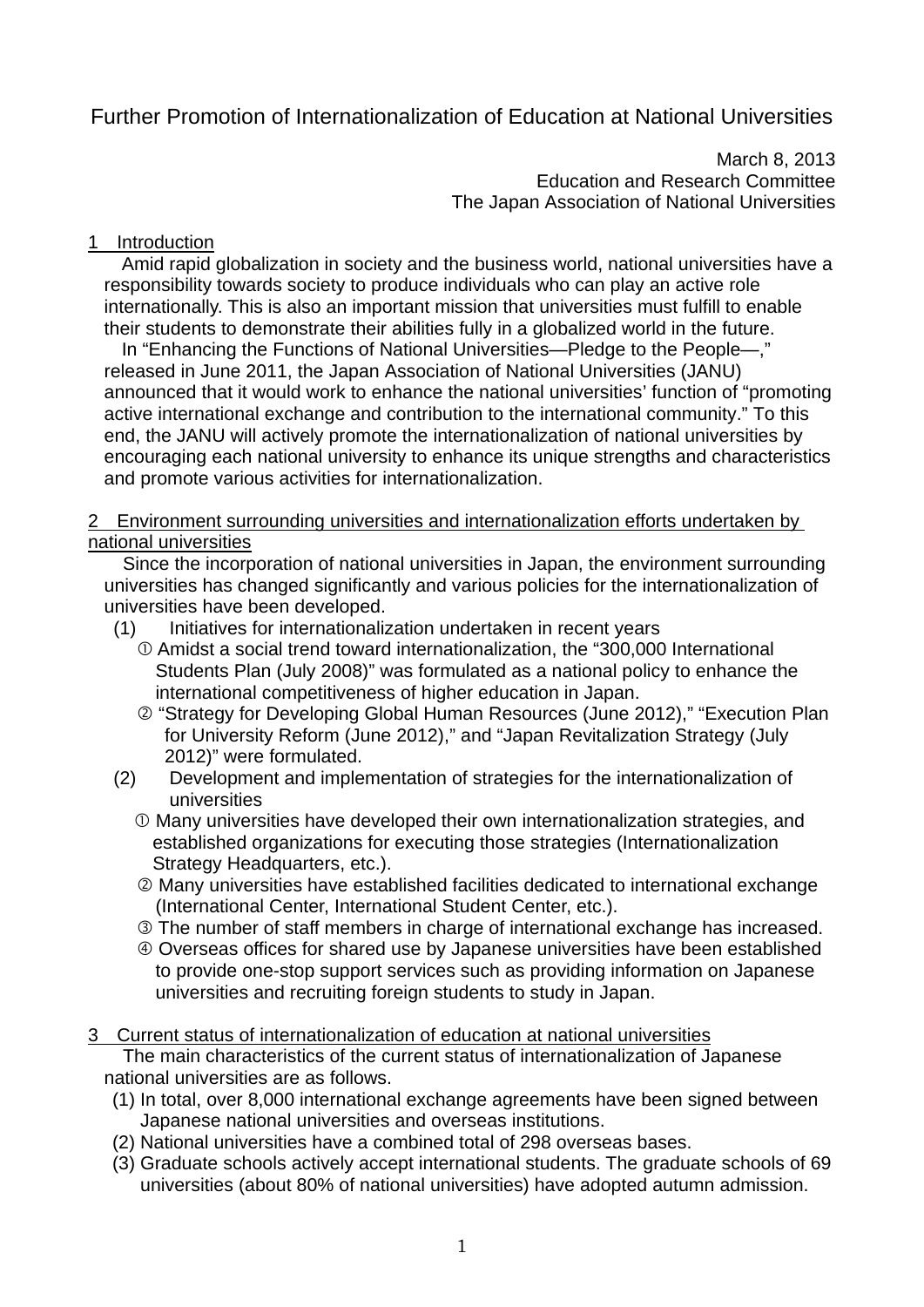# Further Promotion of Internationalization of Education at National Universities

March 8, 2013
Education and Research Committee
The Japan Association of National Universities

## 1 Introduction

Amid rapid globalization in society and the business world, national universities have a responsibility towards society to produce individuals who can play an active role internationally. This is also an important mission that universities must fulfill to enable their students to demonstrate their abilities fully in a globalized world in the future.

In "Enhancing the Functions of National Universities—Pledge to the People—," released in June 2011, the Japan Association of National Universities (JANU) announced that it would work to enhance the national universities' function of "promoting active international exchange and contribution to the international community." To this end, the JANU will actively promote the internationalization of national universities by encouraging each national university to enhance its unique strengths and characteristics and promote various activities for internationalization.

## 2 Environment surrounding universities and internationalization efforts undertaken by national universities

Since the incorporation of national universities in Japan, the environment surrounding universities has changed significantly and various policies for the internationalization of universities have been developed.

(1) Initiatives for internationalization undertaken in recent years

① Amidst a social trend toward internationalization, the "300,000 International Students Plan (July 2008)" was formulated as a national policy to enhance the international competitiveness of higher education in Japan.

② "Strategy for Developing Global Human Resources (June 2012)," "Execution Plan for University Reform (June 2012)," and "Japan Revitalization Strategy (July 2012)" were formulated.

(2) Development and implementation of strategies for the internationalization of universities

① Many universities have developed their own internationalization strategies, and established organizations for executing those strategies (Internationalization Strategy Headquarters, etc.).

② Many universities have established facilities dedicated to international exchange (International Center, International Student Center, etc.).

③ The number of staff members in charge of international exchange has increased.

④ Overseas offices for shared use by Japanese universities have been established to provide one-stop support services such as providing information on Japanese universities and recruiting foreign students to study in Japan.

## 3 Current status of internationalization of education at national universities

The main characteristics of the current status of internationalization of Japanese national universities are as follows.

(1) In total, over 8,000 international exchange agreements have been signed between Japanese national universities and overseas institutions.

(2) National universities have a combined total of 298 overseas bases.

(3) Graduate schools actively accept international students. The graduate schools of 69 universities (about 80% of national universities) have adopted autumn admission.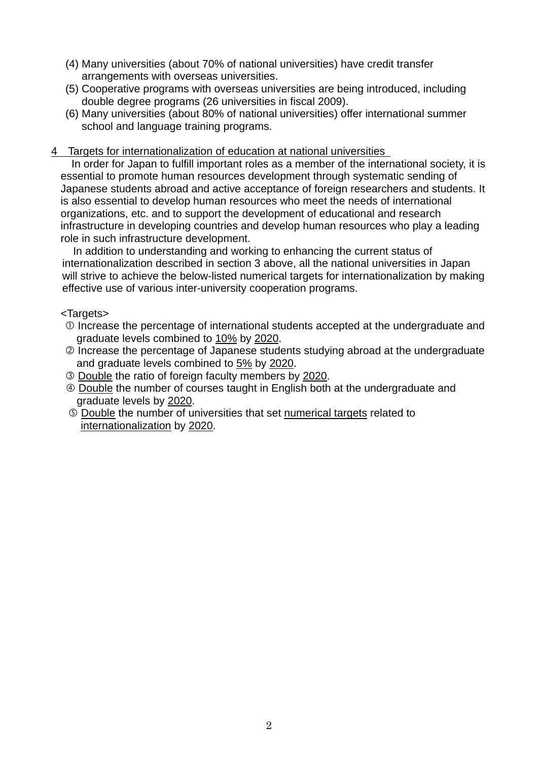(4) Many universities (about 70% of national universities) have credit transfer arrangements with overseas universities.
(5) Cooperative programs with overseas universities are being introduced, including double degree programs (26 universities in fiscal 2009).
(6) Many universities (about 80% of national universities) offer international summer school and language training programs.

## 4　Targets for internationalization of education at national universities

In order for Japan to fulfill important roles as a member of the international society, it is essential to promote human resources development through systematic sending of Japanese students abroad and active acceptance of foreign researchers and students. It is also essential to develop human resources who meet the needs of international organizations, etc. and to support the development of educational and research infrastructure in developing countries and develop human resources who play a leading role in such infrastructure development.

In addition to understanding and working to enhancing the current status of internationalization described in section 3 above, all the national universities in Japan will strive to achieve the below-listed numerical targets for internationalization by making effective use of various inter-university cooperation programs.

<Targets>

① Increase the percentage of international students accepted at the undergraduate and graduate levels combined to <u>10%</u> by <u>2020</u>.
② Increase the percentage of Japanese students studying abroad at the undergraduate and graduate levels combined to <u>5%</u> by <u>2020</u>.
③ <u>Double</u> the ratio of foreign faculty members by <u>2020</u>.
④ <u>Double</u> the number of courses taught in English both at the undergraduate and graduate levels by <u>2020</u>.
⑤ <u>Double</u> the number of universities that set <u>numerical targets</u> related to <u>internationalization</u> by <u>2020</u>.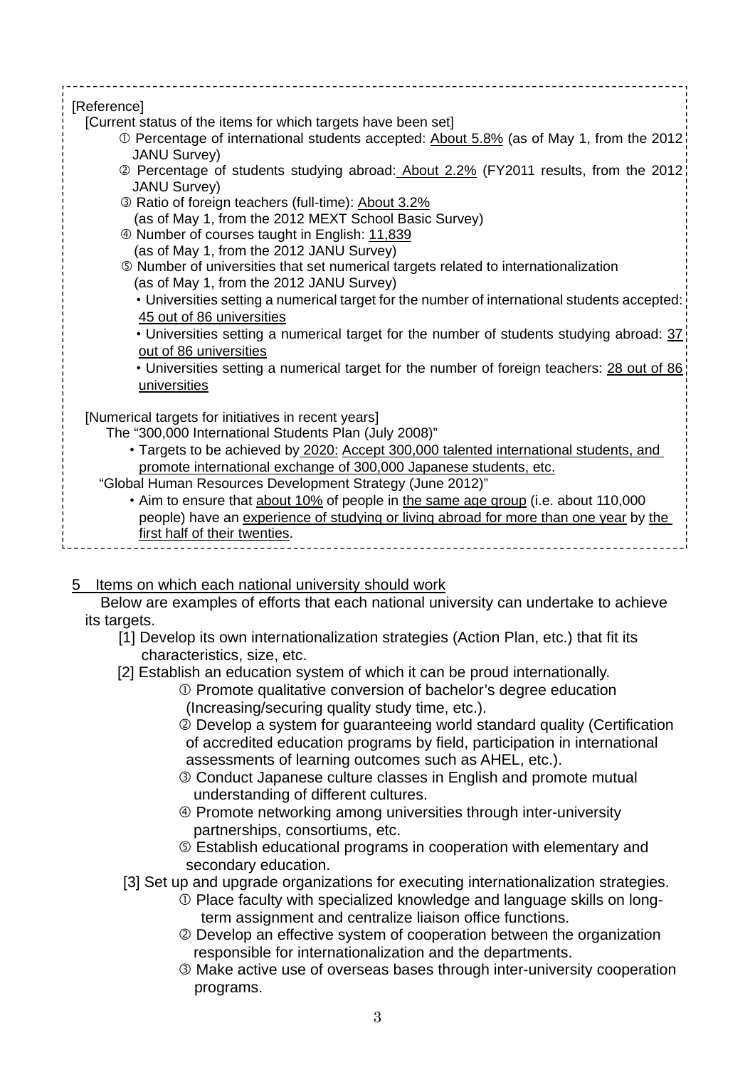[Reference]

[Current status of the items for which targets have been set]

① Percentage of international students accepted: <u>About 5.8%</u> (as of May 1, from the 2012 JANU Survey)

② Percentage of students studying abroad: <u>About 2.2%</u> (FY2011 results, from the 2012 JANU Survey)

③ Ratio of foreign teachers (full-time): <u>About 3.2%</u> (as of May 1, from the 2012 MEXT School Basic Survey)

④ Number of courses taught in English: <u>11,839</u> (as of May 1, from the 2012 JANU Survey)

⑤ Number of universities that set numerical targets related to internationalization (as of May 1, from the 2012 JANU Survey)

- Universities setting a numerical target for the number of international students accepted: <u>45 out of 86 universities</u>
- Universities setting a numerical target for the number of students studying abroad: <u>37 out of 86 universities</u>
- Universities setting a numerical target for the number of foreign teachers: <u>28 out of 86 universities</u>

[Numerical targets for initiatives in recent years]

The "300,000 International Students Plan (July 2008)"

- Targets to be achieved by <u>2020:</u> <u>Accept 300,000 talented international students, and promote international exchange of 300,000 Japanese students, etc.</u>

"Global Human Resources Development Strategy (June 2012)"

- Aim to ensure that <u>about 10%</u> of people in <u>the same age group</u> (i.e. about 110,000 people) have an <u>experience of studying or living abroad for more than one year</u> by <u>the first half of their twenties</u>.

## 5 Items on which each national university should work

Below are examples of efforts that each national university can undertake to achieve its targets.

[1] Develop its own internationalization strategies (Action Plan, etc.) that fit its characteristics, size, etc.

[2] Establish an education system of which it can be proud internationally.

① Promote qualitative conversion of bachelor's degree education (Increasing/securing quality study time, etc.).

② Develop a system for guaranteeing world standard quality (Certification of accredited education programs by field, participation in international assessments of learning outcomes such as AHEL, etc.).

③ Conduct Japanese culture classes in English and promote mutual understanding of different cultures.

④ Promote networking among universities through inter-university partnerships, consortiums, etc.

⑤ Establish educational programs in cooperation with elementary and secondary education.

[3] Set up and upgrade organizations for executing internationalization strategies.

① Place faculty with specialized knowledge and language skills on long-term assignment and centralize liaison office functions.

② Develop an effective system of cooperation between the organization responsible for internationalization and the departments.

③ Make active use of overseas bases through inter-university cooperation programs.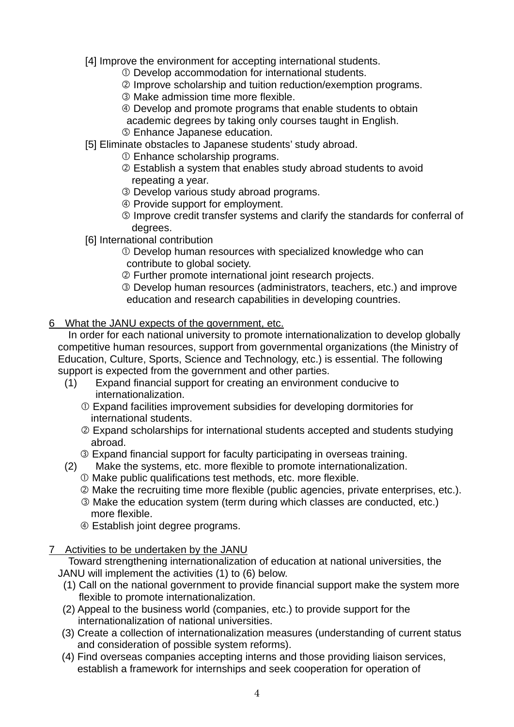[4] Improve the environment for accepting international students.

① Develop accommodation for international students.
② Improve scholarship and tuition reduction/exemption programs.
③ Make admission time more flexible.
④ Develop and promote programs that enable students to obtain academic degrees by taking only courses taught in English.
⑤ Enhance Japanese education.

[5] Eliminate obstacles to Japanese students' study abroad.

① Enhance scholarship programs.
② Establish a system that enables study abroad students to avoid repeating a year.
③ Develop various study abroad programs.
④ Provide support for employment.
⑤ Improve credit transfer systems and clarify the standards for conferral of degrees.

[6] International contribution

① Develop human resources with specialized knowledge who can contribute to global society.
② Further promote international joint research projects.
③ Develop human resources (administrators, teachers, etc.) and improve education and research capabilities in developing countries.

## 6 What the JANU expects of the government, etc.

In order for each national university to promote internationalization to develop globally competitive human resources, support from governmental organizations (the Ministry of Education, Culture, Sports, Science and Technology, etc.) is essential. The following support is expected from the government and other parties.

(1) Expand financial support for creating an environment conducive to internationalization.

① Expand facilities improvement subsidies for developing dormitories for international students.
② Expand scholarships for international students accepted and students studying abroad.
③ Expand financial support for faculty participating in overseas training.

(2) Make the systems, etc. more flexible to promote internationalization.

① Make public qualifications test methods, etc. more flexible.
② Make the recruiting time more flexible (public agencies, private enterprises, etc.).
③ Make the education system (term during which classes are conducted, etc.) more flexible.
④ Establish joint degree programs.

## 7 Activities to be undertaken by the JANU

Toward strengthening internationalization of education at national universities, the JANU will implement the activities (1) to (6) below.

(1) Call on the national government to provide financial support make the system more flexible to promote internationalization.
(2) Appeal to the business world (companies, etc.) to provide support for the internationalization of national universities.
(3) Create a collection of internationalization measures (understanding of current status and consideration of possible system reforms).
(4) Find overseas companies accepting interns and those providing liaison services, establish a framework for internships and seek cooperation for operation of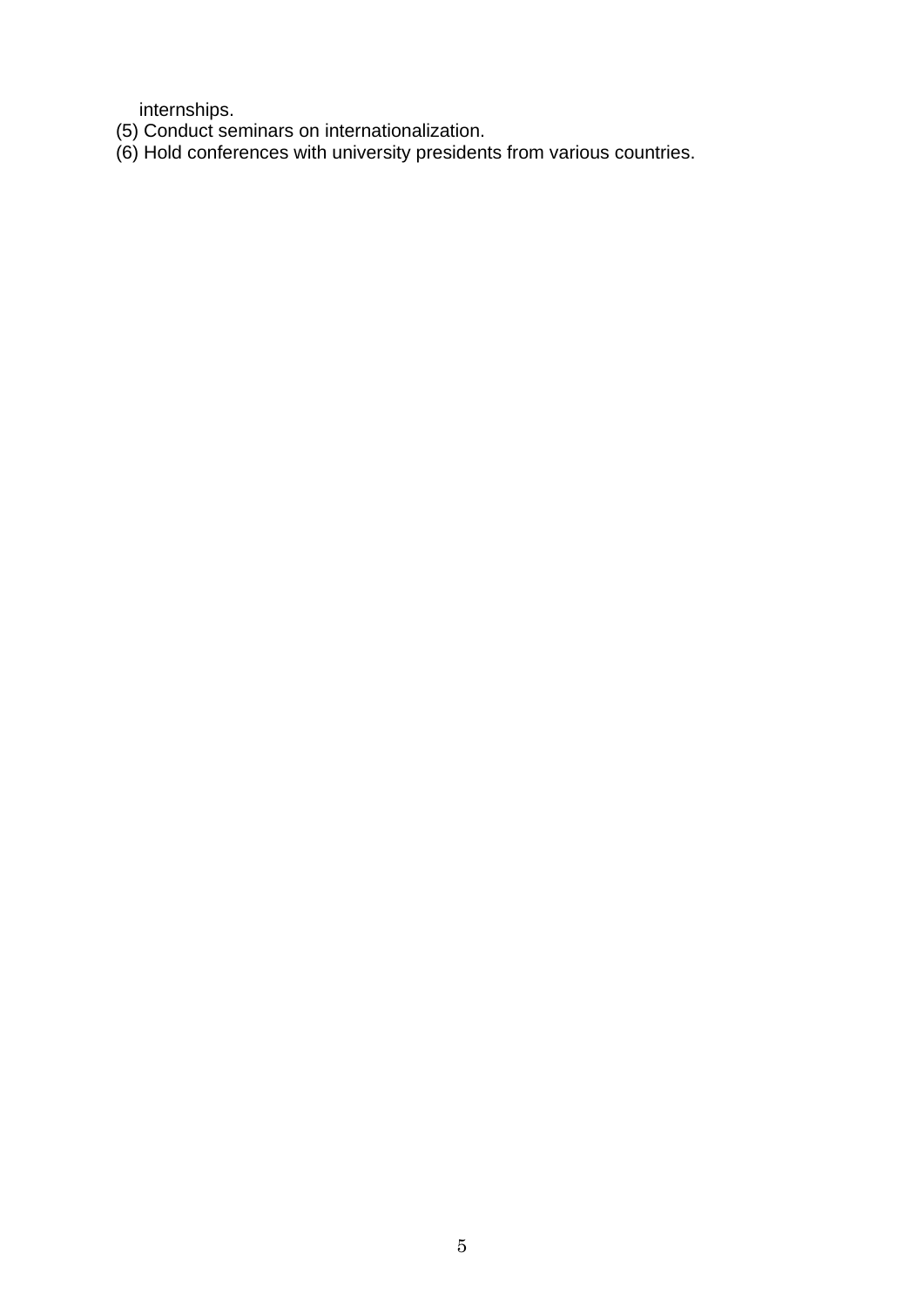internships.

(5) Conduct seminars on internationalization.

(6) Hold conferences with university presidents from various countries.